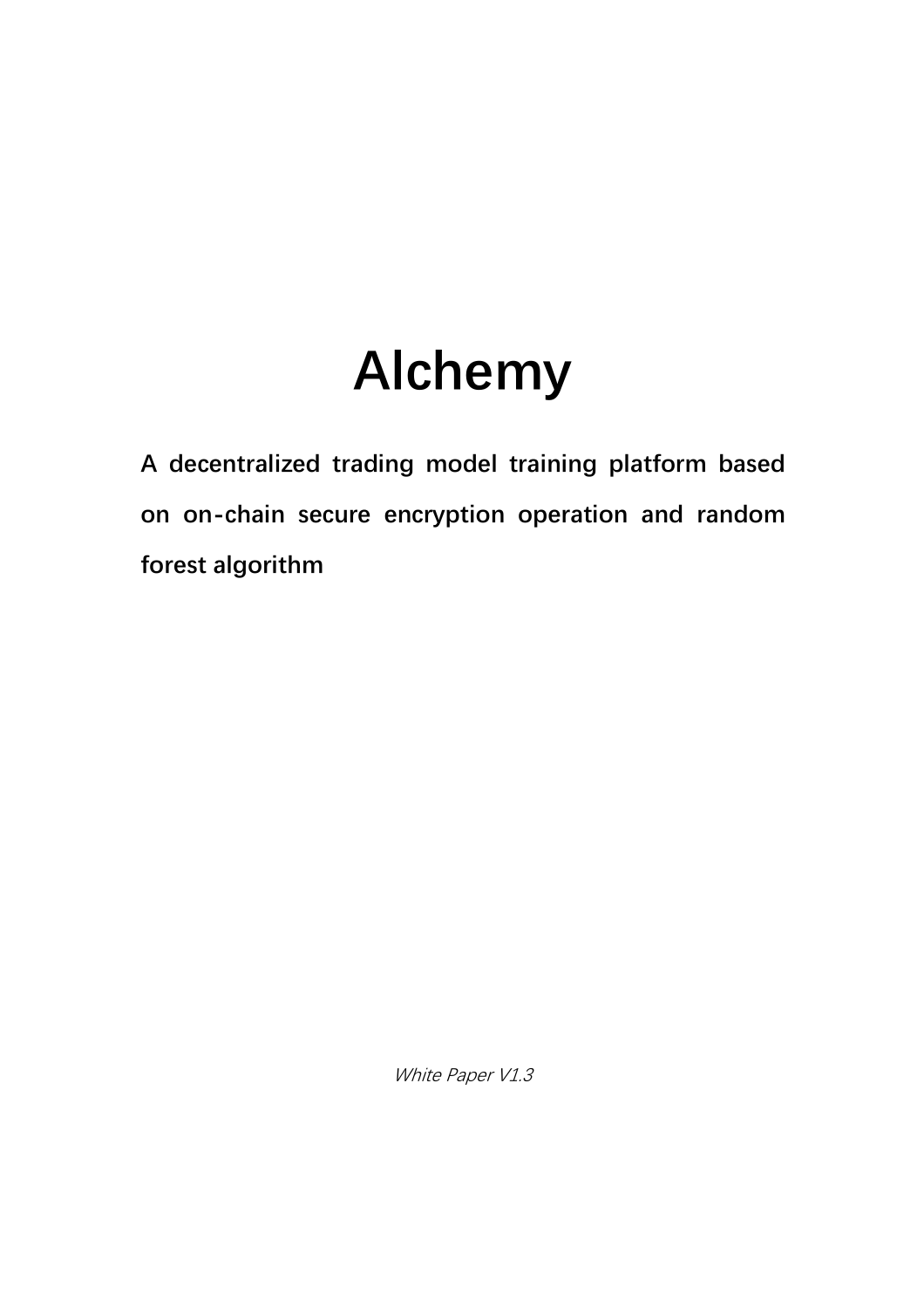# Alchemy

**A decentralized trading model training platform based on on-chain secure encryption operation and random forest algorithm**

*White Paper V1.3*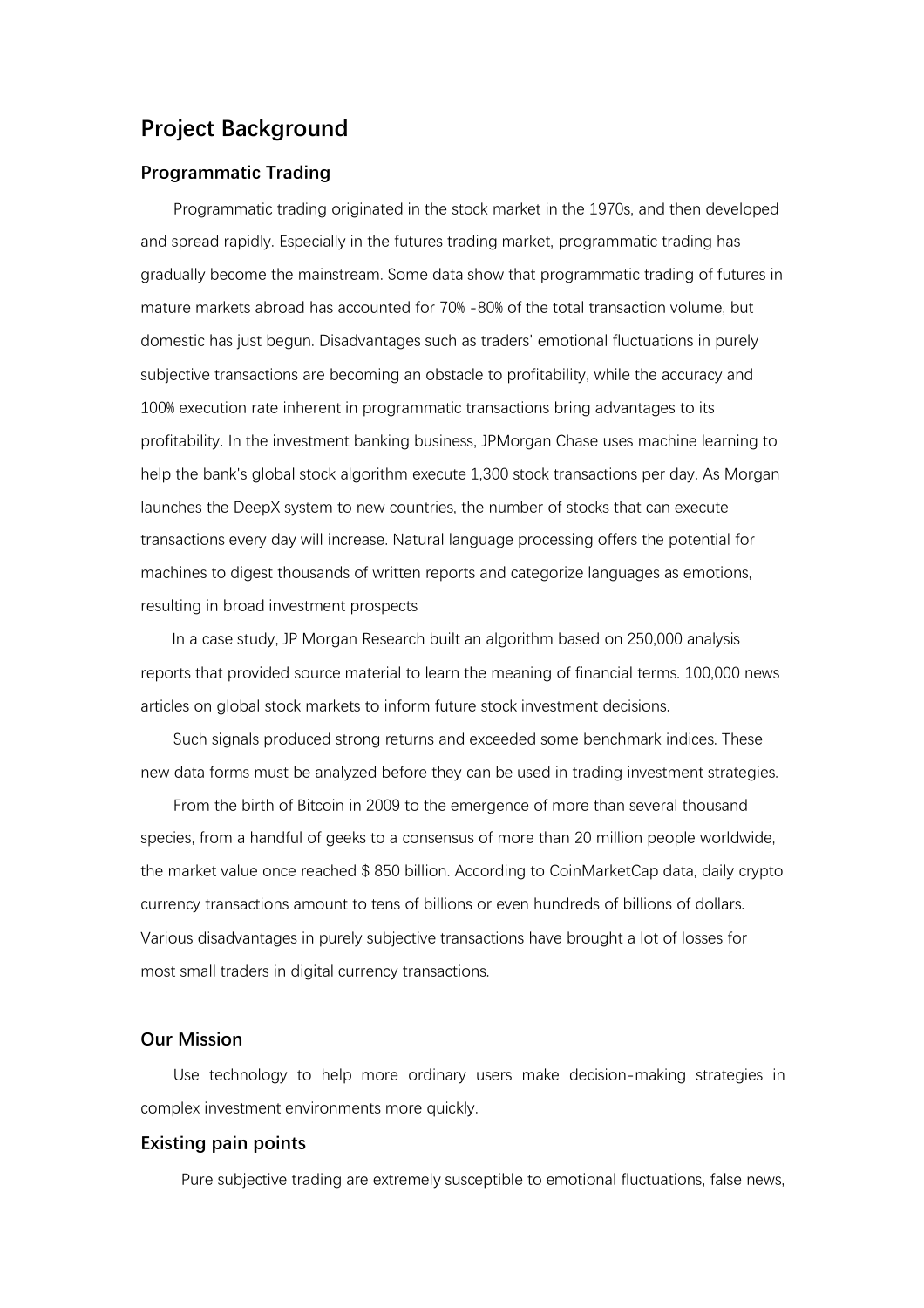## Project Background

### Programmatic Trading

Programmatic trading originated in the stock market in the 1970s, and then developed and spread rapidly. Especially in the futures trading market, programmatic trading has gradually become the mainstream. Some data show that programmatic trading of futures in mature markets abroad has accounted for 70% -80% of the total transaction volume, but domestic has just begun. Disadvantages such as traders' emotional fluctuations in purely subjective transactions are becoming an obstacle to profitability, while the accuracy and 100% execution rate inherent in programmatic transactions bring advantages to its profitability. In the investment banking business, JPMorgan Chase uses machine learning to help the bank's global stock algorithm execute 1,300 stock transactions per day. As Morgan launches the DeepX system to new countries, the number of stocks that can execute transactions every day will increase. Natural language processing offers the potential for machines to digest thousands of written reports and categorize languages as emotions, resulting in broad investment prospects

In a case study, JP Morgan Research built an algorithm based on 250,000 analysis reports that provided source material to learn the meaning of financial terms. 100,000 news articles on global stock markets to inform future stock investment decisions.

Such signals produced strong returns and exceeded some benchmark indices. These new data forms must be analyzed before they can be used in trading investment strategies.

From the birth of Bitcoin in 2009 to the emergence of more than several thousand species, from a handful of geeks to a consensus of more than 20 million people worldwide, the market value once reached $ 850 billion. According to CoinMarketCap data, daily crypto currency transactions amount to tens of billions or even hundreds of billions of dollars. Various disadvantages in purely subjective transactions have brought a lot of losses for most small traders in digital currency transactions.

### Our Mission

Use technology to help more ordinary users make decision-making strategies in complex investment environments more quickly.

### Existing pain points

Pure subjective trading are extremely susceptible to emotional fluctuations, false news,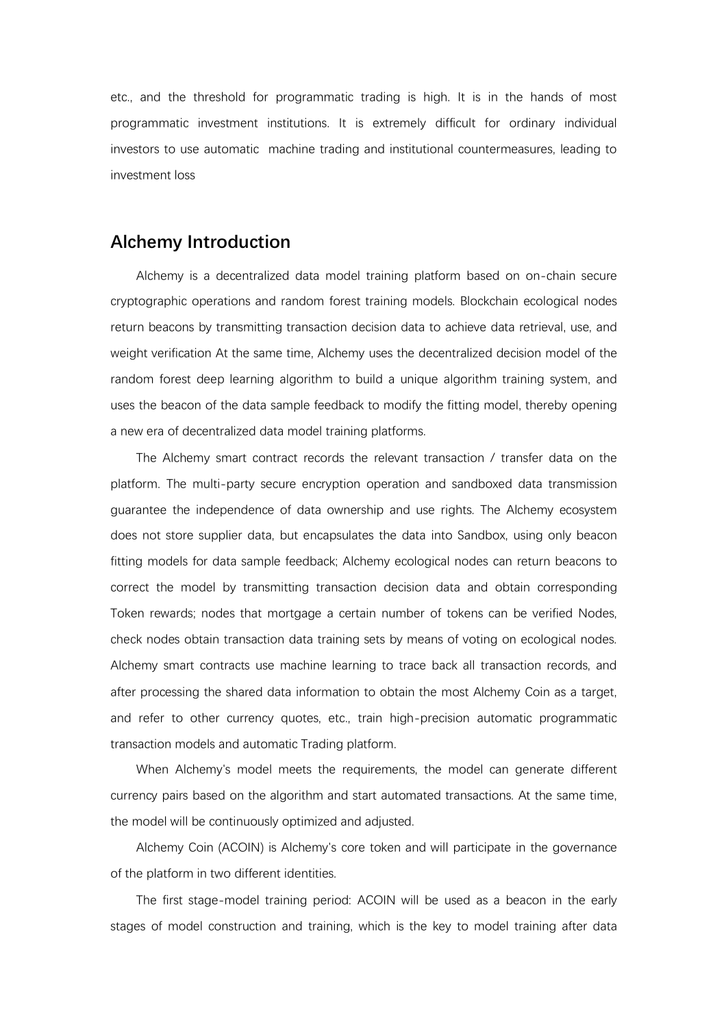etc., and the threshold for programmatic trading is high. It is in the hands of most programmatic investment institutions. It is extremely difficult for ordinary individual investors to use automatic machine trading and institutional countermeasures, leading to investment loss

## Alchemy Introduction

Alchemy is a decentralized data model training platform based on on-chain secure cryptographic operations and random forest training models. Blockchain ecological nodes return beacons by transmitting transaction decision data to achieve data retrieval, use, and weight verification At the same time, Alchemy uses the decentralized decision model of the random forest deep learning algorithm to build a unique algorithm training system, and uses the beacon of the data sample feedback to modify the fitting model, thereby opening a new era of decentralized data model training platforms.

The Alchemy smart contract records the relevant transaction / transfer data on the platform. The multi-party secure encryption operation and sandboxed data transmission guarantee the independence of data ownership and use rights. The Alchemy ecosystem does not store supplier data, but encapsulates the data into Sandbox, using only beacon fitting models for data sample feedback; Alchemy ecological nodes can return beacons to correct the model by transmitting transaction decision data and obtain corresponding Token rewards; nodes that mortgage a certain number of tokens can be verified Nodes, check nodes obtain transaction data training sets by means of voting on ecological nodes. Alchemy smart contracts use machine learning to trace back all transaction records, and after processing the shared data information to obtain the most Alchemy Coin as a target, and refer to other currency quotes, etc., train high-precision automatic programmatic transaction models and automatic Trading platform.

When Alchemy's model meets the requirements, the model can generate different currency pairs based on the algorithm and start automated transactions. At the same time, the model will be continuously optimized and adjusted.

Alchemy Coin (ACOIN) is Alchemy's core token and will participate in the governance of the platform in two different identities.

The first stage-model training period: ACOIN will be used as a beacon in the early stages of model construction and training, which is the key to model training after data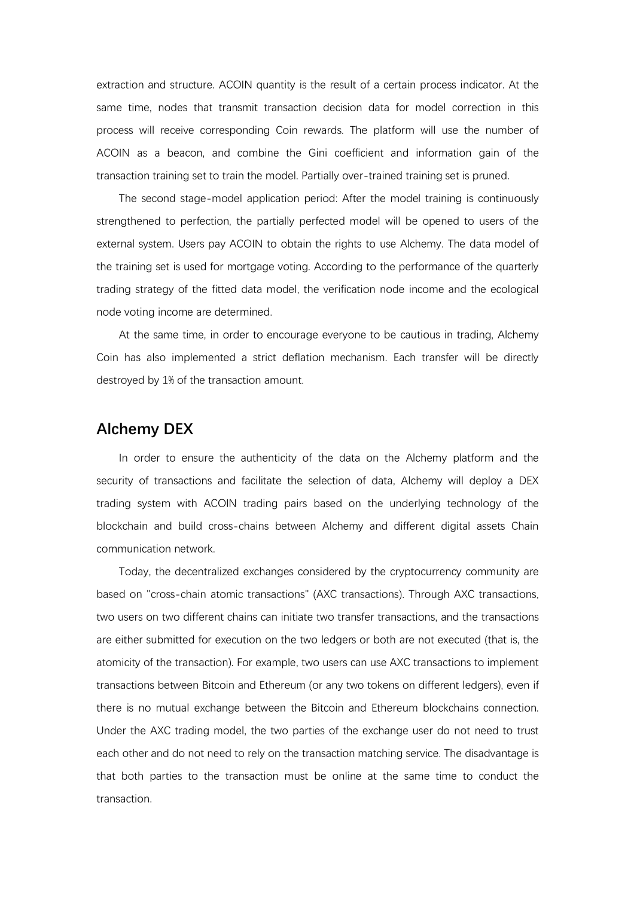extraction and structure. ACOIN quantity is the result of a certain process indicator. At the same time, nodes that transmit transaction decision data for model correction in this process will receive corresponding Coin rewards. The platform will use the number of ACOIN as a beacon, and combine the Gini coefficient and information gain of the transaction training set to train the model. Partially over-trained training set is pruned.

The second stage-model application period: After the model training is continuously strengthened to perfection, the partially perfected model will be opened to users of the external system. Users pay ACOIN to obtain the rights to use Alchemy. The data model of the training set is used for mortgage voting. According to the performance of the quarterly trading strategy of the fitted data model, the verification node income and the ecological node voting income are determined.

At the same time, in order to encourage everyone to be cautious in trading, Alchemy Coin has also implemented a strict deflation mechanism. Each transfer will be directly destroyed by 1% of the transaction amount.

## Alchemy DEX

In order to ensure the authenticity of the data on the Alchemy platform and the security of transactions and facilitate the selection of data, Alchemy will deploy a DEX trading system with ACOIN trading pairs based on the underlying technology of the blockchain and build cross-chains between Alchemy and different digital assets Chain communication network.

Today, the decentralized exchanges considered by the cryptocurrency community are based on "cross-chain atomic transactions" (AXC transactions). Through AXC transactions, two users on two different chains can initiate two transfer transactions, and the transactions are either submitted for execution on the two ledgers or both are not executed (that is, the atomicity of the transaction). For example, two users can use AXC transactions to implement transactions between Bitcoin and Ethereum (or any two tokens on different ledgers), even if there is no mutual exchange between the Bitcoin and Ethereum blockchains connection. Under the AXC trading model, the two parties of the exchange user do not need to trust each other and do not need to rely on the transaction matching service. The disadvantage is that both parties to the transaction must be online at the same time to conduct the transaction.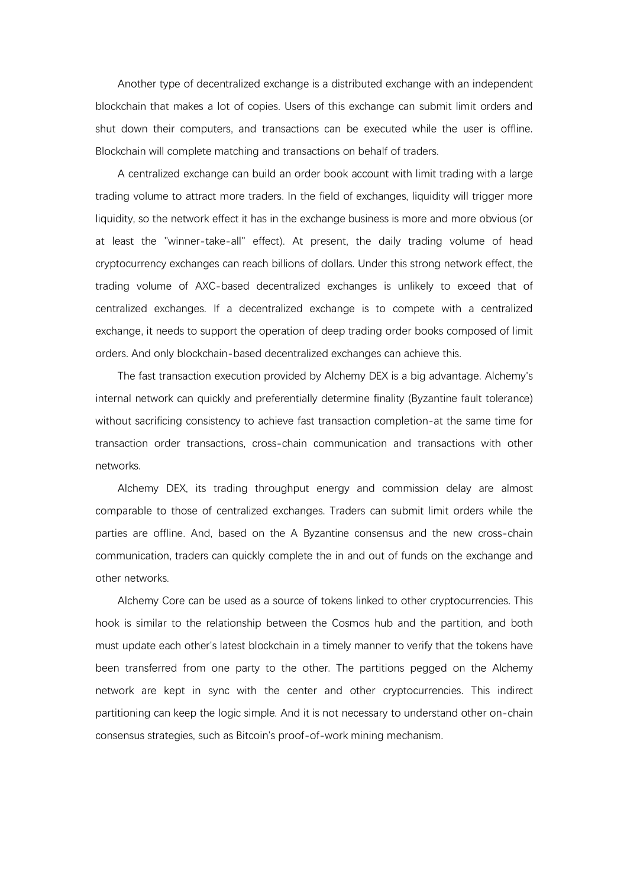Another type of decentralized exchange is a distributed exchange with an independent blockchain that makes a lot of copies. Users of this exchange can submit limit orders and shut down their computers, and transactions can be executed while the user is offline. Blockchain will complete matching and transactions on behalf of traders.

A centralized exchange can build an order book account with limit trading with a large trading volume to attract more traders. In the field of exchanges, liquidity will trigger more liquidity, so the network effect it has in the exchange business is more and more obvious (or at least the "winner-take-all" effect). At present, the daily trading volume of head cryptocurrency exchanges can reach billions of dollars. Under this strong network effect, the trading volume of AXC-based decentralized exchanges is unlikely to exceed that of centralized exchanges. If a decentralized exchange is to compete with a centralized exchange, it needs to support the operation of deep trading order books composed of limit orders. And only blockchain-based decentralized exchanges can achieve this.

The fast transaction execution provided by Alchemy DEX is a big advantage. Alchemy's internal network can quickly and preferentially determine finality (Byzantine fault tolerance) without sacrificing consistency to achieve fast transaction completion-at the same time for transaction order transactions, cross-chain communication and transactions with other networks.

Alchemy DEX, its trading throughput energy and commission delay are almost comparable to those of centralized exchanges. Traders can submit limit orders while the parties are offline. And, based on the A Byzantine consensus and the new cross-chain communication, traders can quickly complete the in and out of funds on the exchange and other networks.

Alchemy Core can be used as a source of tokens linked to other cryptocurrencies. This hook is similar to the relationship between the Cosmos hub and the partition, and both must update each other's latest blockchain in a timely manner to verify that the tokens have been transferred from one party to the other. The partitions pegged on the Alchemy network are kept in sync with the center and other cryptocurrencies. This indirect partitioning can keep the logic simple. And it is not necessary to understand other on-chain consensus strategies, such as Bitcoin's proof-of-work mining mechanism.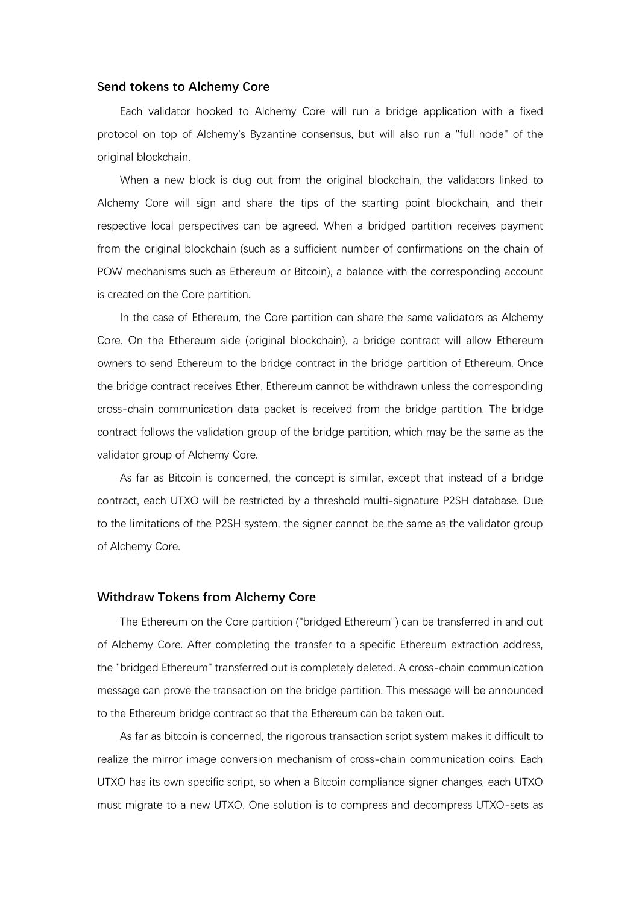### Send tokens to Alchemy Core

Each validator hooked to Alchemy Core will run a bridge application with a fixed protocol on top of Alchemy's Byzantine consensus, but will also run a "full node" of the original blockchain.

When a new block is dug out from the original blockchain, the validators linked to Alchemy Core will sign and share the tips of the starting point blockchain, and their respective local perspectives can be agreed. When a bridged partition receives payment from the original blockchain (such as a sufficient number of confirmations on the chain of POW mechanisms such as Ethereum or Bitcoin), a balance with the corresponding account is created on the Core partition.

In the case of Ethereum, the Core partition can share the same validators as Alchemy Core. On the Ethereum side (original blockchain), a bridge contract will allow Ethereum owners to send Ethereum to the bridge contract in the bridge partition of Ethereum. Once the bridge contract receives Ether, Ethereum cannot be withdrawn unless the corresponding cross-chain communication data packet is received from the bridge partition. The bridge contract follows the validation group of the bridge partition, which may be the same as the validator group of Alchemy Core.

As far as Bitcoin is concerned, the concept is similar, except that instead of a bridge contract, each UTXO will be restricted by a threshold multi-signature P2SH database. Due to the limitations of the P2SH system, the signer cannot be the same as the validator group of Alchemy Core.

### Withdraw Tokens from Alchemy Core

The Ethereum on the Core partition ("bridged Ethereum") can be transferred in and out of Alchemy Core. After completing the transfer to a specific Ethereum extraction address, the "bridged Ethereum" transferred out is completely deleted. A cross-chain communication message can prove the transaction on the bridge partition. This message will be announced to the Ethereum bridge contract so that the Ethereum can be taken out.

As far as bitcoin is concerned, the rigorous transaction script system makes it difficult to realize the mirror image conversion mechanism of cross-chain communication coins. Each UTXO has its own specific script, so when a Bitcoin compliance signer changes, each UTXO must migrate to a new UTXO. One solution is to compress and decompress UTXO-sets as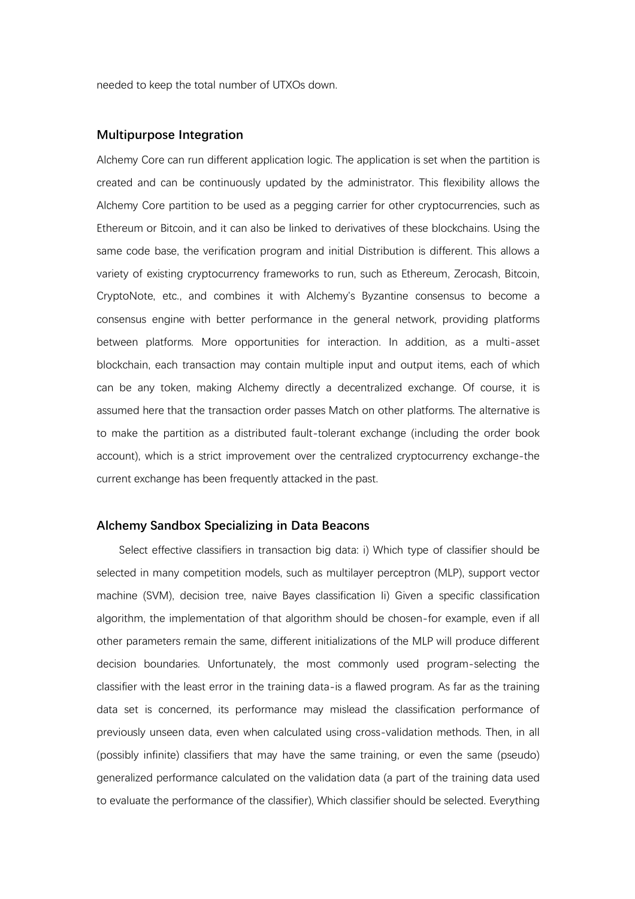needed to keep the total number of UTXOs down.

## Multipurpose Integration

Alchemy Core can run different application logic. The application is set when the partition is created and can be continuously updated by the administrator. This flexibility allows the Alchemy Core partition to be used as a pegging carrier for other cryptocurrencies, such as Ethereum or Bitcoin, and it can also be linked to derivatives of these blockchains. Using the same code base, the verification program and initial Distribution is different. This allows a variety of existing cryptocurrency frameworks to run, such as Ethereum, Zerocash, Bitcoin, CryptoNote, etc., and combines it with Alchemy's Byzantine consensus to become a consensus engine with better performance in the general network, providing platforms between platforms. More opportunities for interaction. In addition, as a multi-asset blockchain, each transaction may contain multiple input and output items, each of which can be any token, making Alchemy directly a decentralized exchange. Of course, it is assumed here that the transaction order passes Match on other platforms. The alternative is to make the partition as a distributed fault-tolerant exchange (including the order book account), which is a strict improvement over the centralized cryptocurrency exchange-the current exchange has been frequently attacked in the past.

## Alchemy Sandbox Specializing in Data Beacons

Select effective classifiers in transaction big data: i) Which type of classifier should be selected in many competition models, such as multilayer perceptron (MLP), support vector machine (SVM), decision tree, naive Bayes classification Ii) Given a specific classification algorithm, the implementation of that algorithm should be chosen-for example, even if all other parameters remain the same, different initializations of the MLP will produce different decision boundaries. Unfortunately, the most commonly used program-selecting the classifier with the least error in the training data-is a flawed program. As far as the training data set is concerned, its performance may mislead the classification performance of previously unseen data, even when calculated using cross-validation methods. Then, in all (possibly infinite) classifiers that may have the same training, or even the same (pseudo) generalized performance calculated on the validation data (a part of the training data used to evaluate the performance of the classifier), Which classifier should be selected. Everything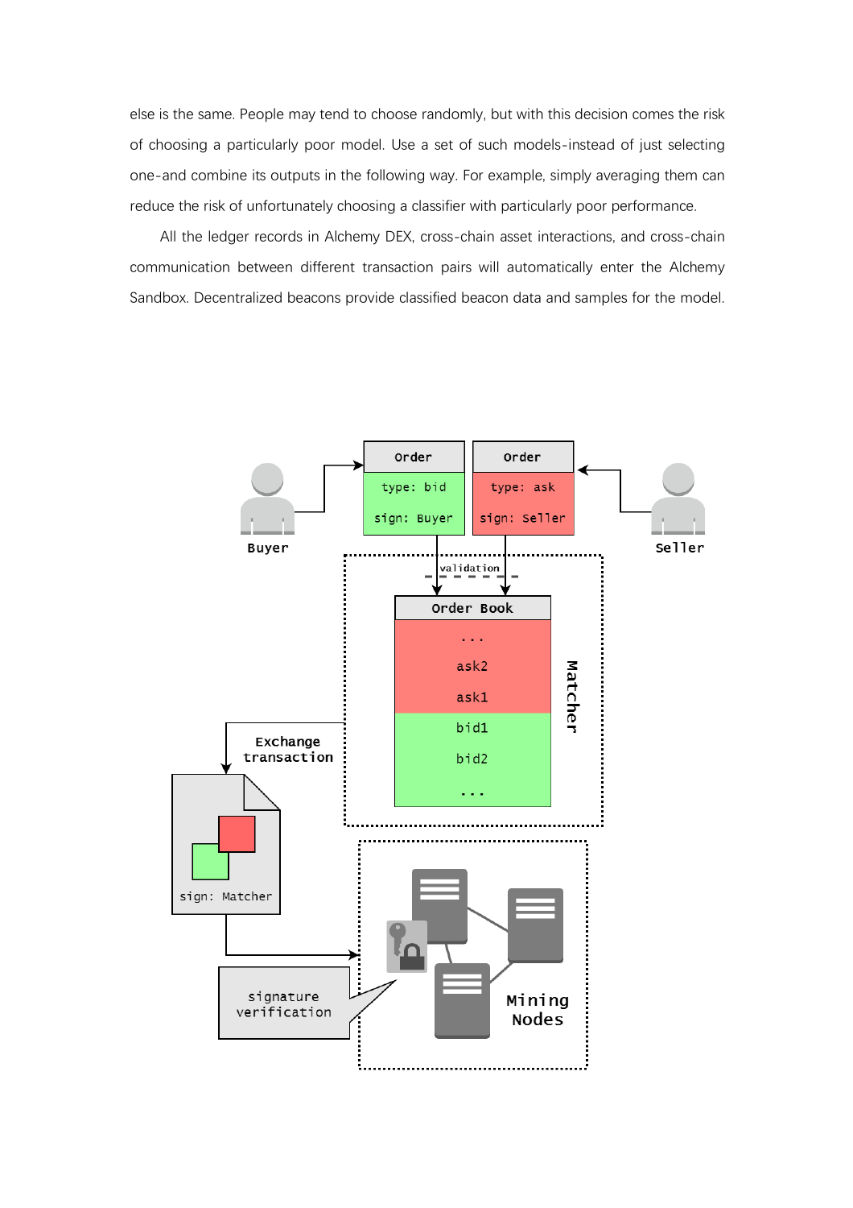else is the same. People may tend to choose randomly, but with this decision comes the risk of choosing a particularly poor model. Use a set of such models-instead of just selecting one-and combine its outputs in the following way. For example, simply averaging them can reduce the risk of unfortunately choosing a classifier with particularly poor performance.

All the ledger records in Alchemy DEX, cross-chain asset interactions, and cross-chain communication between different transaction pairs will automatically enter the Alchemy Sandbox. Decentralized beacons provide classified beacon data and samples for the model.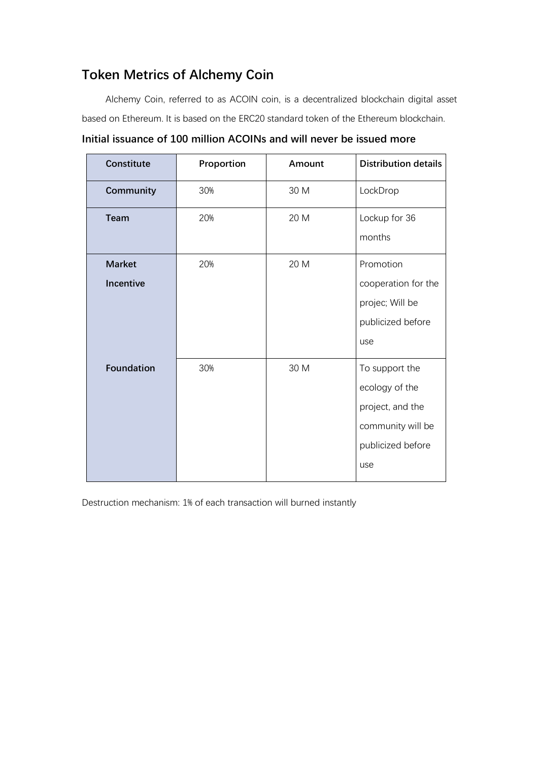## Token Metrics of Alchemy Coin

Alchemy Coin, referred to as ACOIN coin, is a decentralized blockchain digital asset based on Ethereum. It is based on the ERC20 standard token of the Ethereum blockchain.

### Initial issuance of 100 million ACOINs and will never be issued more

| Constitute | Proportion | Amount | Distribution details |
|---|---|---|---|
| **Community** | 30% | 30 M | LockDrop |
| **Team** | 20% | 20 M | Lockup for 36 months |
| **Market Incentive** | 20% | 20 M | Promotion cooperation for the projec; Will be publicized before use |
| **Foundation** | 30% | 30 M | To support the ecology of the project, and the community will be publicized before use |

Destruction mechanism: 1% of each transaction will burned instantly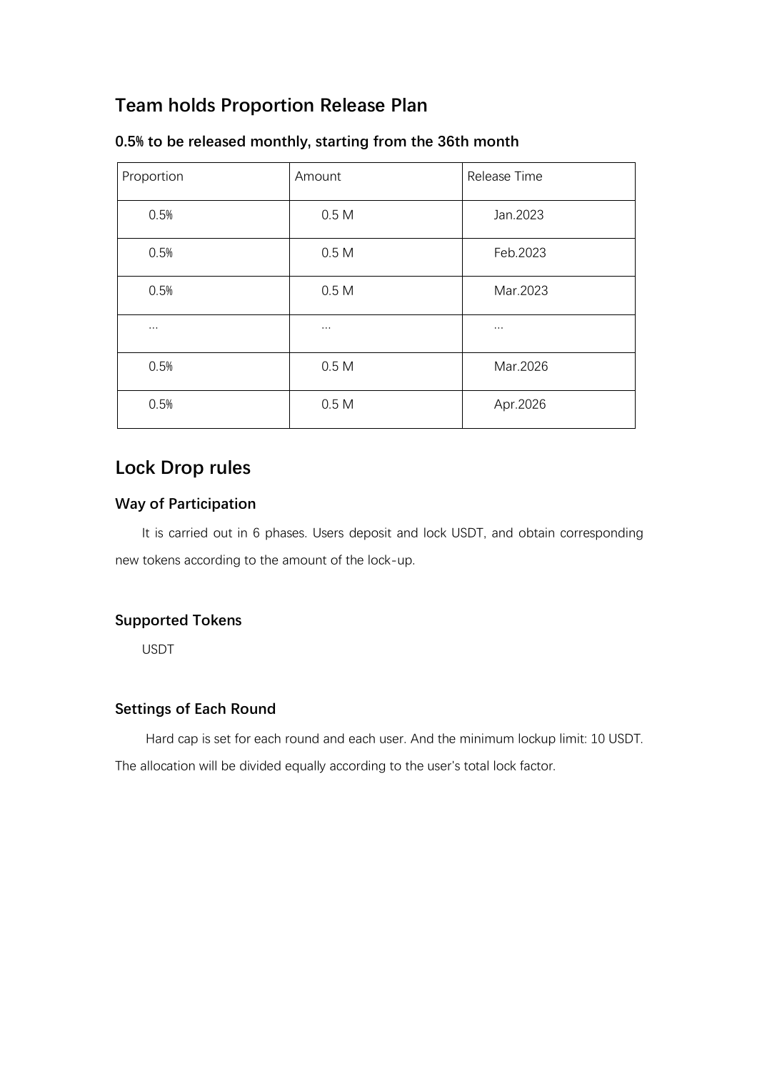## Team holds Proportion Release Plan

### 0.5% to be released monthly, starting from the 36th month

| Proportion | Amount | Release Time |
|---|---|---|
| 0.5% | 0.5 M | Jan.2023 |
| 0.5% | 0.5 M | Feb.2023 |
| 0.5% | 0.5 M | Mar.2023 |
| ... | ... | ... |
| 0.5% | 0.5 M | Mar.2026 |
| 0.5% | 0.5 M | Apr.2026 |

## Lock Drop rules

### Way of Participation

It is carried out in 6 phases. Users deposit and lock USDT, and obtain corresponding new tokens according to the amount of the lock-up.

### Supported Tokens

USDT

### Settings of Each Round

Hard cap is set for each round and each user. And the minimum lockup limit: 10 USDT. The allocation will be divided equally according to the user's total lock factor.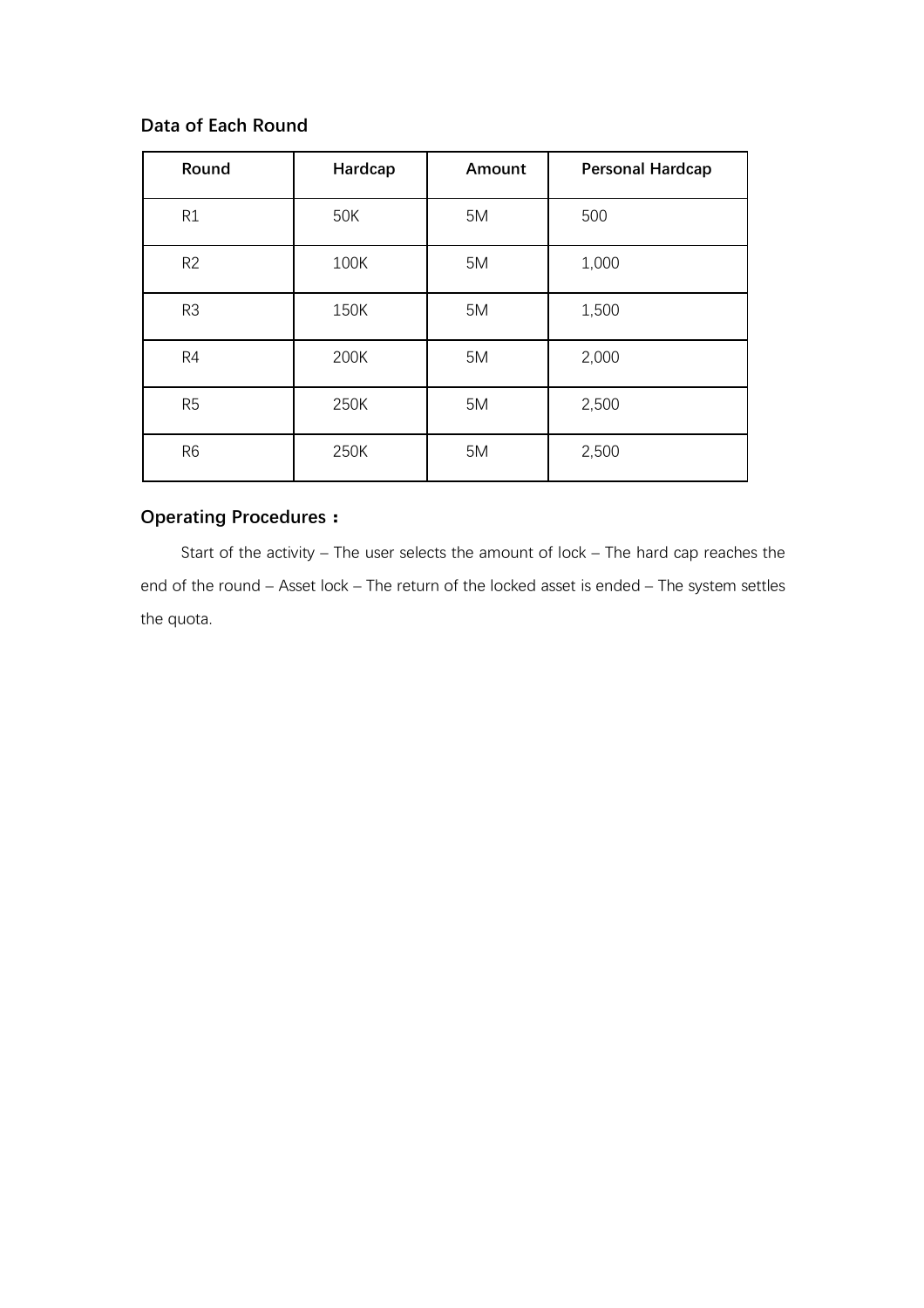### Data of Each Round

| Round | Hardcap | Amount | Personal Hardcap |
|---|---|---|---|
| R1 | 50K | 5M | 500 |
| R2 | 100K | 5M | 1,000 |
| R3 | 150K | 5M | 1,500 |
| R4 | 200K | 5M | 2,000 |
| R5 | 250K | 5M | 2,500 |
| R6 | 250K | 5M | 2,500 |

### Operating Procedures：

Start of the activity – The user selects the amount of lock – The hard cap reaches the end of the round – Asset lock – The return of the locked asset is ended – The system settles the quota.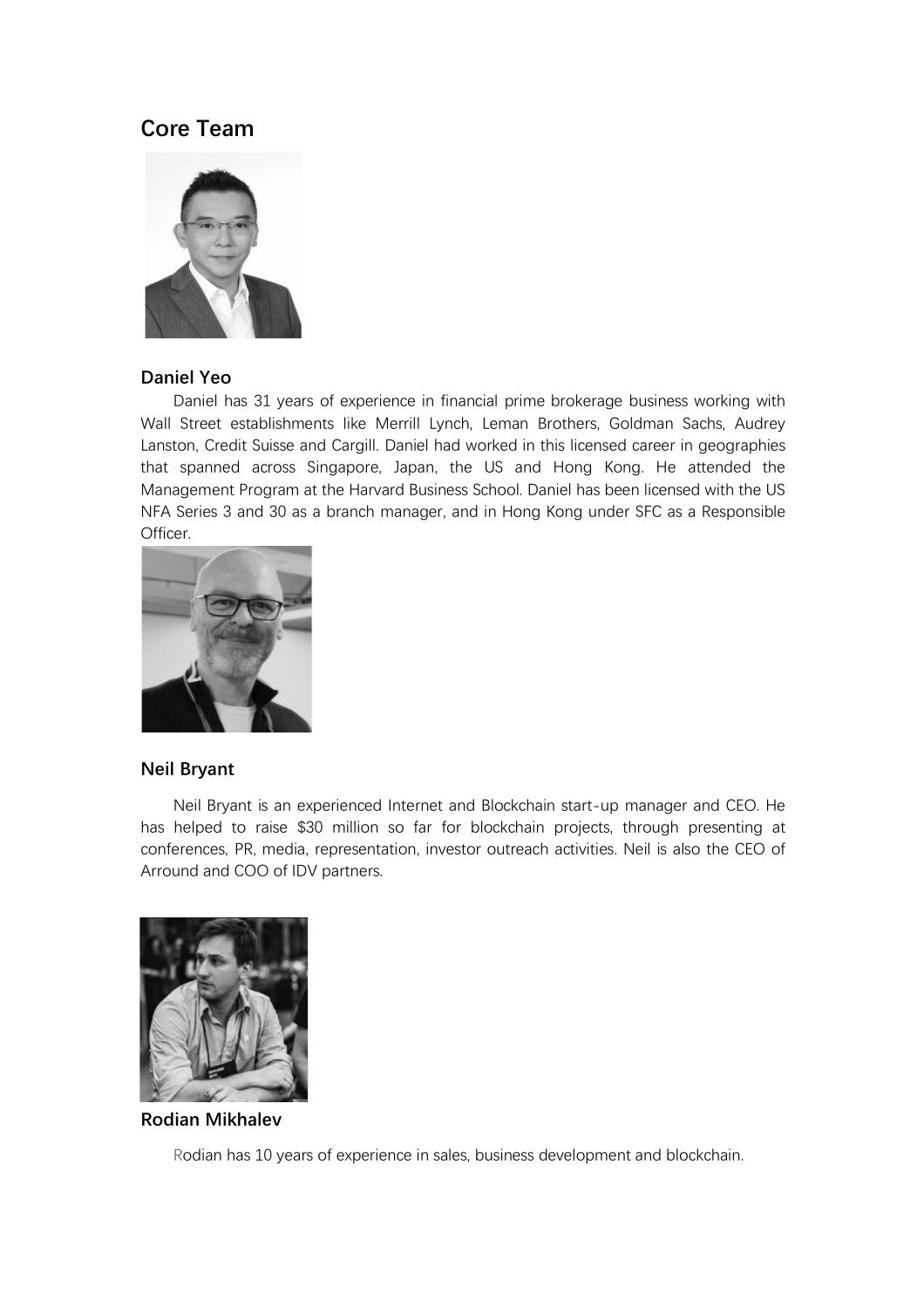## Core Team

### Daniel Yeo

Daniel has 31 years of experience in financial prime brokerage business working with Wall Street establishments like Merrill Lynch, Leman Brothers, Goldman Sachs, Audrey Lanston, Credit Suisse and Cargill. Daniel had worked in this licensed career in geographies that spanned across Singapore, Japan, the US and Hong Kong. He attended the Management Program at the Harvard Business School. Daniel has been licensed with the US NFA Series 3 and 30 as a branch manager, and in Hong Kong under SFC as a Responsible Officer.

### Neil Bryant

Neil Bryant is an experienced Internet and Blockchain start-up manager and CEO. He has helped to raise $30 million so far for blockchain projects, through presenting at conferences, PR, media, representation, investor outreach activities. Neil is also the CEO of Arround and COO of IDV partners.

### Rodian Mikhalev

Rodian has 10 years of experience in sales, business development and blockchain.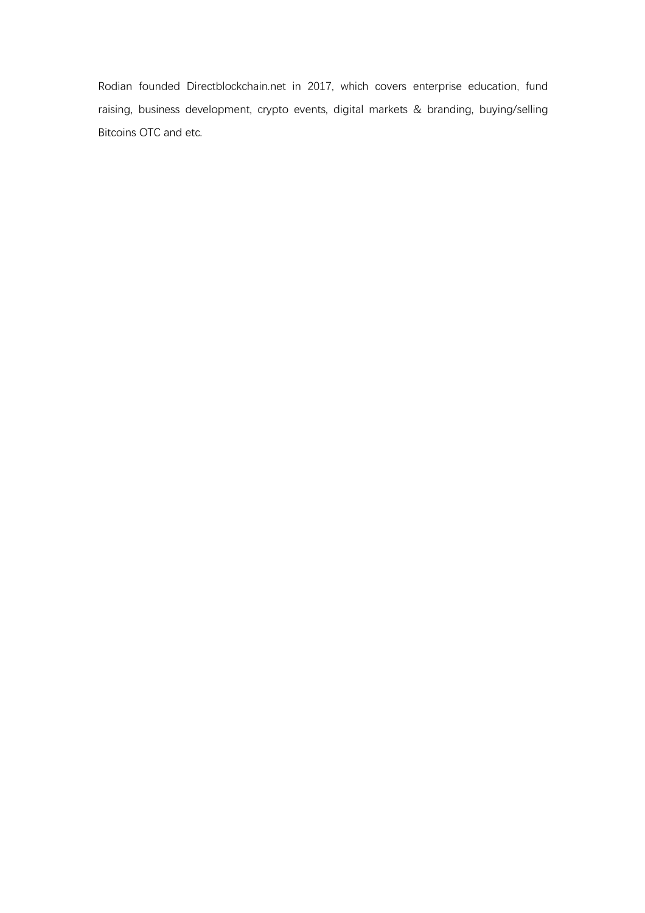Rodian founded Directblockchain.net in 2017, which covers enterprise education, fund raising, business development, crypto events, digital markets & branding, buying/selling Bitcoins OTC and etc.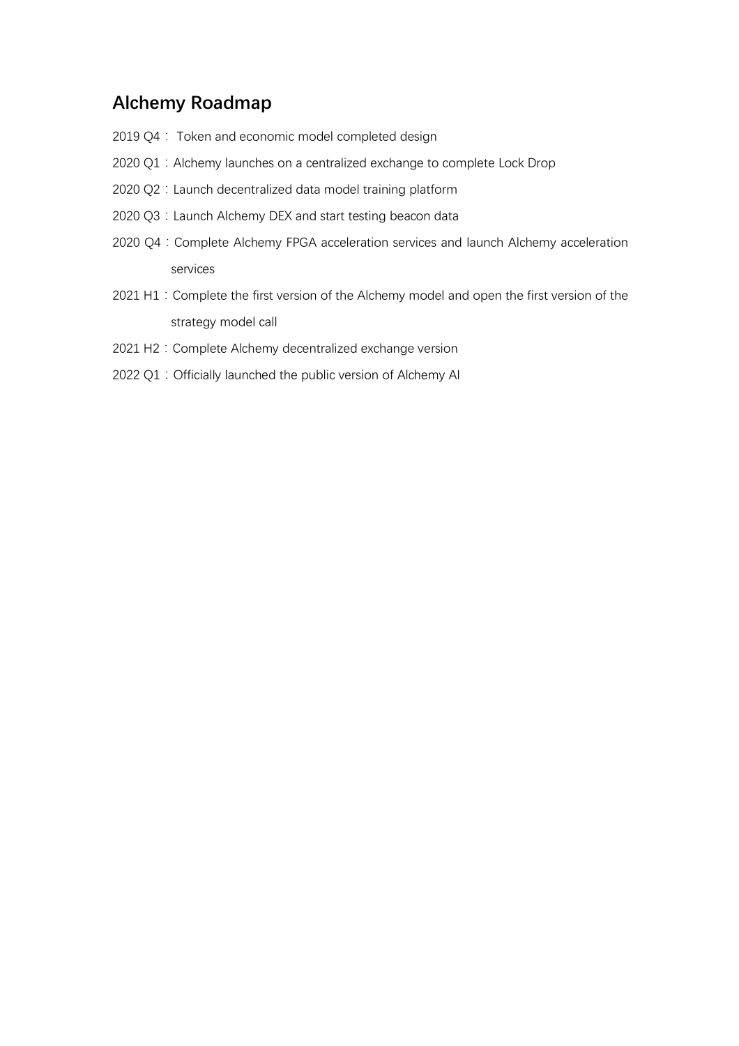## Alchemy Roadmap

2019 Q4： Token and economic model completed design

2020 Q1：Alchemy launches on a centralized exchange to complete Lock Drop

2020 Q2：Launch decentralized data model training platform

2020 Q3：Launch Alchemy DEX and start testing beacon data

2020 Q4：Complete Alchemy FPGA acceleration services and launch Alchemy acceleration services

2021 H1：Complete the first version of the Alchemy model and open the first version of the strategy model call

2021 H2：Complete Alchemy decentralized exchange version

2022 Q1：Officially launched the public version of Alchemy AI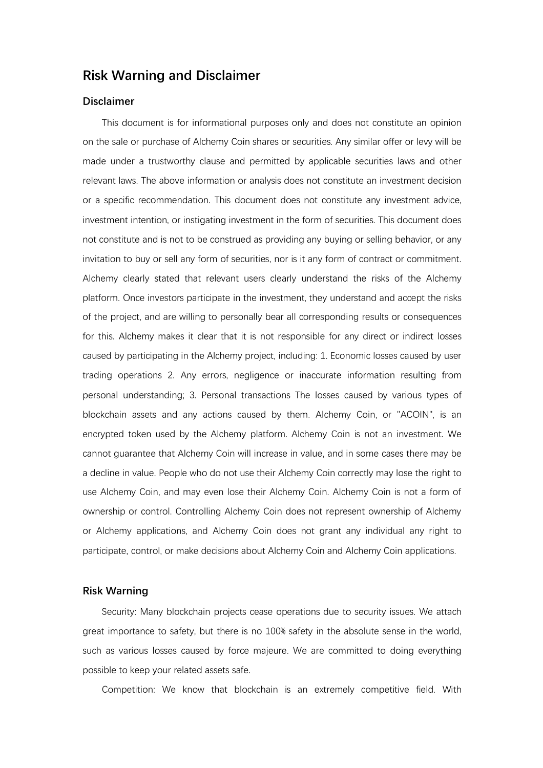# Risk Warning and Disclaimer

## Disclaimer

This document is for informational purposes only and does not constitute an opinion on the sale or purchase of Alchemy Coin shares or securities. Any similar offer or levy will be made under a trustworthy clause and permitted by applicable securities laws and other relevant laws. The above information or analysis does not constitute an investment decision or a specific recommendation. This document does not constitute any investment advice, investment intention, or instigating investment in the form of securities. This document does not constitute and is not to be construed as providing any buying or selling behavior, or any invitation to buy or sell any form of securities, nor is it any form of contract or commitment. Alchemy clearly stated that relevant users clearly understand the risks of the Alchemy platform. Once investors participate in the investment, they understand and accept the risks of the project, and are willing to personally bear all corresponding results or consequences for this. Alchemy makes it clear that it is not responsible for any direct or indirect losses caused by participating in the Alchemy project, including: 1. Economic losses caused by user trading operations 2. Any errors, negligence or inaccurate information resulting from personal understanding; 3. Personal transactions The losses caused by various types of blockchain assets and any actions caused by them. Alchemy Coin, or "ACOIN", is an encrypted token used by the Alchemy platform. Alchemy Coin is not an investment. We cannot guarantee that Alchemy Coin will increase in value, and in some cases there may be a decline in value. People who do not use their Alchemy Coin correctly may lose the right to use Alchemy Coin, and may even lose their Alchemy Coin. Alchemy Coin is not a form of ownership or control. Controlling Alchemy Coin does not represent ownership of Alchemy or Alchemy applications, and Alchemy Coin does not grant any individual any right to participate, control, or make decisions about Alchemy Coin and Alchemy Coin applications.

## Risk Warning

Security: Many blockchain projects cease operations due to security issues. We attach great importance to safety, but there is no 100% safety in the absolute sense in the world, such as various losses caused by force majeure. We are committed to doing everything possible to keep your related assets safe.

Competition: We know that blockchain is an extremely competitive field. With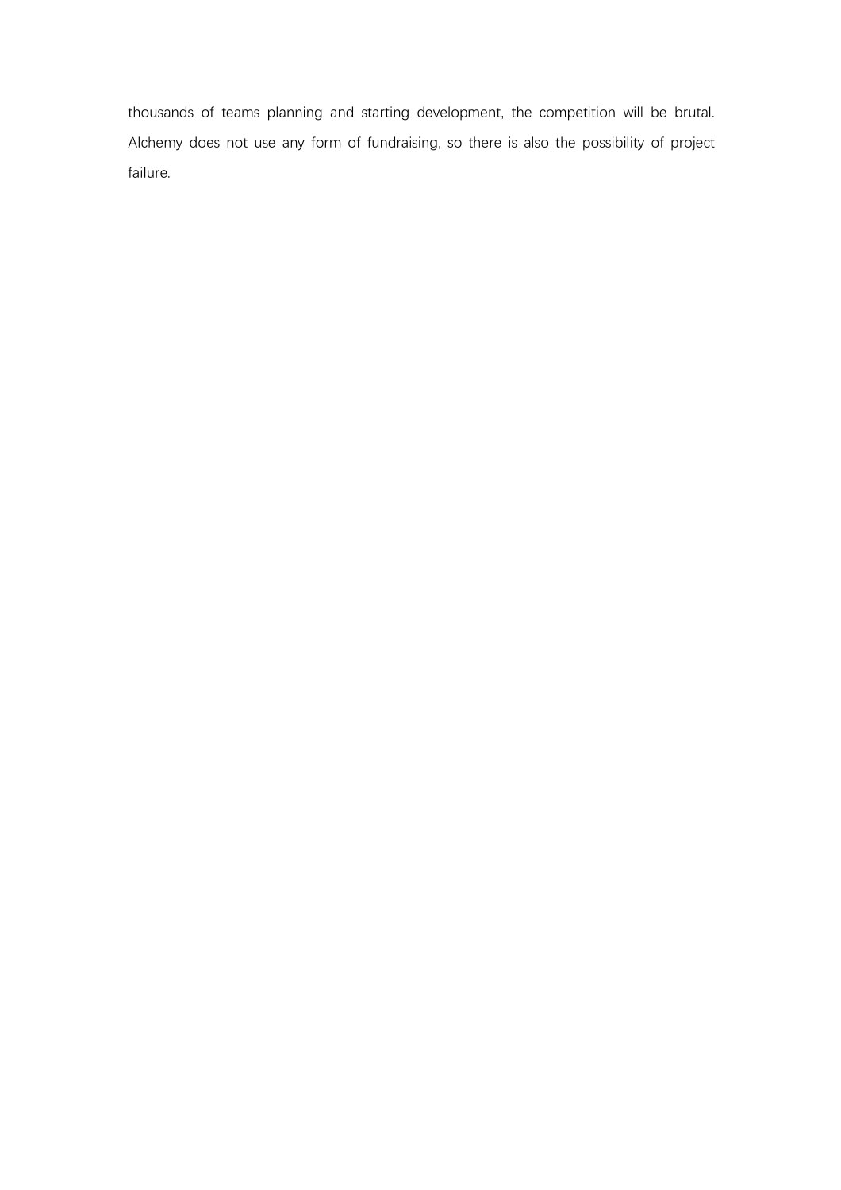thousands of teams planning and starting development, the competition will be brutal. Alchemy does not use any form of fundraising, so there is also the possibility of project failure.